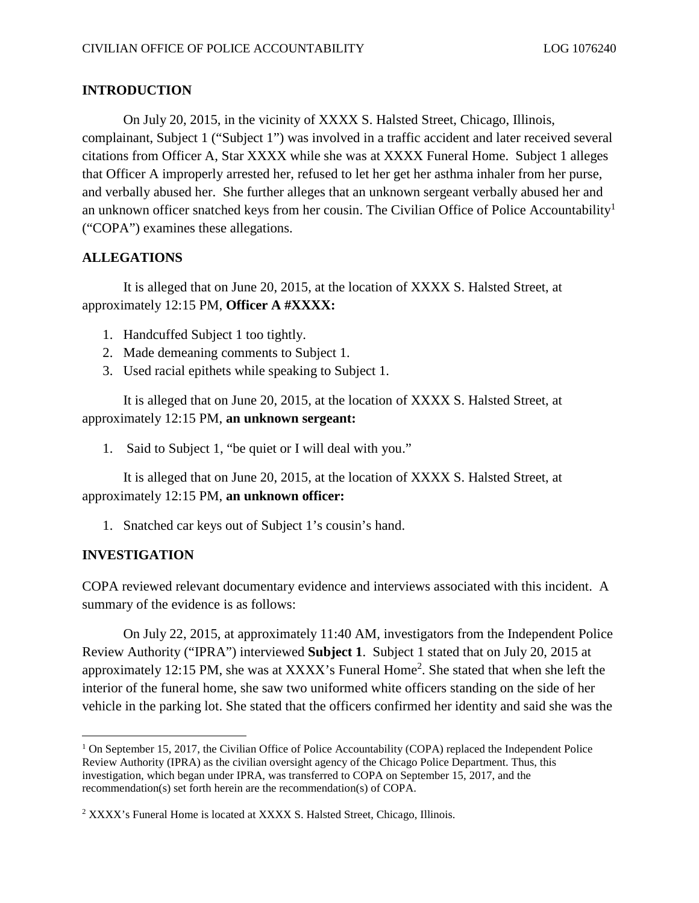## INTRODUCTION

On July 20, 2015, in the vicinity of XXXX S. Halsted Street, Chicago, Illinois, complainant, Subject 1 ("Subject 1") was involved in a traffic accident and later received several citations from Officer A, Star XXXX while she was at XXXX Funeral Home. Subject 1 alleges that Officer A improperly arrested her, refused to let her get her asthma inhaler from her purse, and verbally abused her. She further alleges that an unknown sergeant verbally abused her and an unknown officer snatched keys from her cousin. The Civilian Office of Police Accountability[1] ("COPA") examines these allegations.

## ALLEGATIONS

It is alleged that on June 20, 2015, at the location of XXXX S. Halsted Street, at approximately 12:15 PM, **Officer A #XXXX:**

1. Handcuffed Subject 1 too tightly.
2. Made demeaning comments to Subject 1.
3. Used racial epithets while speaking to Subject 1.

It is alleged that on June 20, 2015, at the location of XXXX S. Halsted Street, at approximately 12:15 PM, **an unknown sergeant:**

1. Said to Subject 1, "be quiet or I will deal with you."

It is alleged that on June 20, 2015, at the location of XXXX S. Halsted Street, at approximately 12:15 PM, **an unknown officer:**

1. Snatched car keys out of Subject 1's cousin's hand.

## INVESTIGATION

COPA reviewed relevant documentary evidence and interviews associated with this incident. A summary of the evidence is as follows:

On July 22, 2015, at approximately 11:40 AM, investigators from the Independent Police Review Authority ("IPRA") interviewed **Subject 1**. Subject 1 stated that on July 20, 2015 at approximately 12:15 PM, she was at XXXX's Funeral Home[2]. She stated that when she left the interior of the funeral home, she saw two uniformed white officers standing on the side of her vehicle in the parking lot. She stated that the officers confirmed her identity and said she was the

---

[1] On September 15, 2017, the Civilian Office of Police Accountability (COPA) replaced the Independent Police Review Authority (IPRA) as the civilian oversight agency of the Chicago Police Department. Thus, this investigation, which began under IPRA, was transferred to COPA on September 15, 2017, and the recommendation(s) set forth herein are the recommendation(s) of COPA.

[2] XXXX's Funeral Home is located at XXXX S. Halsted Street, Chicago, Illinois.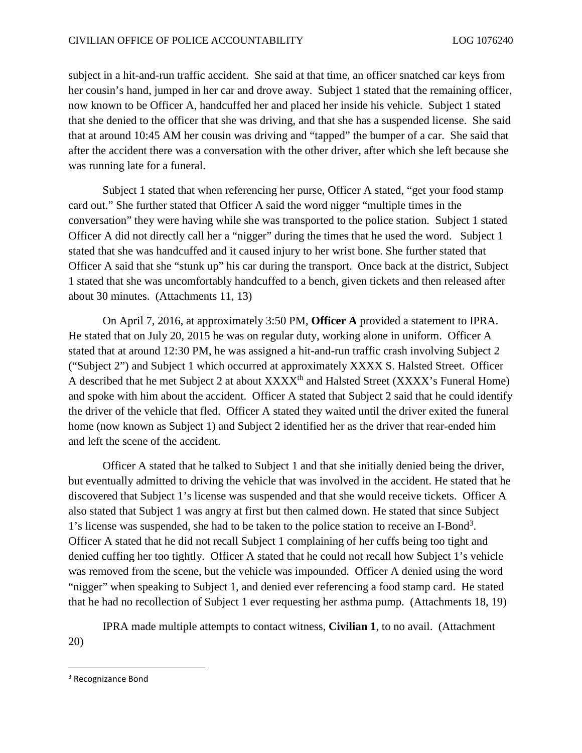subject in a hit-and-run traffic accident. She said at that time, an officer snatched car keys from her cousin's hand, jumped in her car and drove away. Subject 1 stated that the remaining officer, now known to be Officer A, handcuffed her and placed her inside his vehicle. Subject 1 stated that she denied to the officer that she was driving, and that she has a suspended license. She said that at around 10:45 AM her cousin was driving and "tapped" the bumper of a car. She said that after the accident there was a conversation with the other driver, after which she left because she was running late for a funeral.

Subject 1 stated that when referencing her purse, Officer A stated, "get your food stamp card out." She further stated that Officer A said the word nigger "multiple times in the conversation" they were having while she was transported to the police station. Subject 1 stated Officer A did not directly call her a "nigger" during the times that he used the word. Subject 1 stated that she was handcuffed and it caused injury to her wrist bone. She further stated that Officer A said that she "stunk up" his car during the transport. Once back at the district, Subject 1 stated that she was uncomfortably handcuffed to a bench, given tickets and then released after about 30 minutes. (Attachments 11, 13)

On April 7, 2016, at approximately 3:50 PM, **Officer A** provided a statement to IPRA. He stated that on July 20, 2015 he was on regular duty, working alone in uniform. Officer A stated that at around 12:30 PM, he was assigned a hit-and-run traffic crash involving Subject 2 ("Subject 2") and Subject 1 which occurred at approximately XXXX S. Halsted Street. Officer A described that he met Subject 2 at about XXXX[th] and Halsted Street (XXXX's Funeral Home) and spoke with him about the accident. Officer A stated that Subject 2 said that he could identify the driver of the vehicle that fled. Officer A stated they waited until the driver exited the funeral home (now known as Subject 1) and Subject 2 identified her as the driver that rear-ended him and left the scene of the accident.

Officer A stated that he talked to Subject 1 and that she initially denied being the driver, but eventually admitted to driving the vehicle that was involved in the accident. He stated that he discovered that Subject 1's license was suspended and that she would receive tickets. Officer A also stated that Subject 1 was angry at first but then calmed down. He stated that since Subject 1's license was suspended, she had to be taken to the police station to receive an I-Bond[3]. Officer A stated that he did not recall Subject 1 complaining of her cuffs being too tight and denied cuffing her too tightly. Officer A stated that he could not recall how Subject 1's vehicle was removed from the scene, but the vehicle was impounded. Officer A denied using the word "nigger" when speaking to Subject 1, and denied ever referencing a food stamp card. He stated that he had no recollection of Subject 1 ever requesting her asthma pump. (Attachments 18, 19)

IPRA made multiple attempts to contact witness, **Civilian 1**, to no avail. (Attachment 20)

---

[3] Recognizance Bond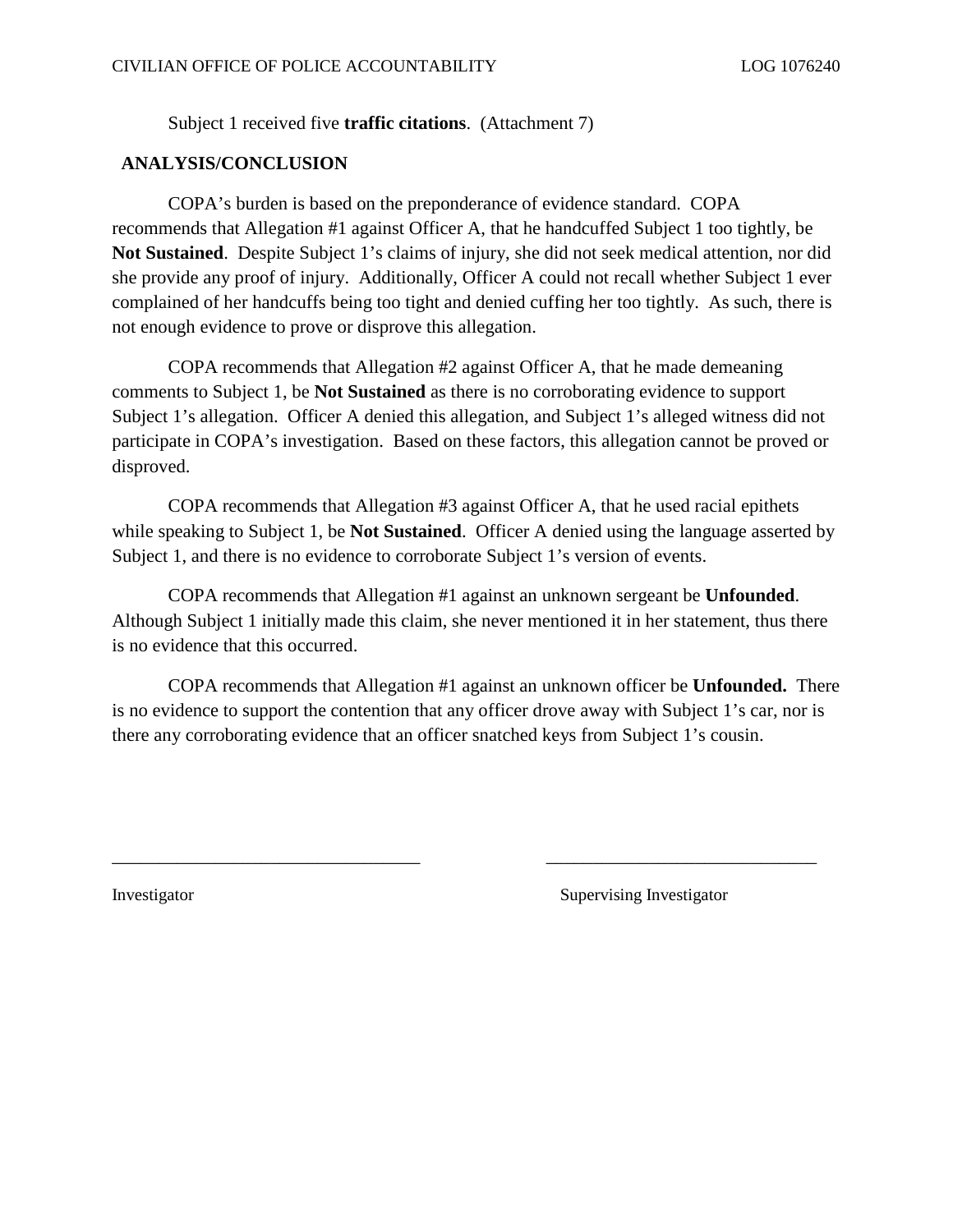Subject 1 received five **traffic citations**. (Attachment 7)

## ANALYSIS/CONCLUSION

COPA's burden is based on the preponderance of evidence standard. COPA recommends that Allegation #1 against Officer A, that he handcuffed Subject 1 too tightly, be **Not Sustained**. Despite Subject 1's claims of injury, she did not seek medical attention, nor did she provide any proof of injury. Additionally, Officer A could not recall whether Subject 1 ever complained of her handcuffs being too tight and denied cuffing her too tightly. As such, there is not enough evidence to prove or disprove this allegation.

COPA recommends that Allegation #2 against Officer A, that he made demeaning comments to Subject 1, be **Not Sustained** as there is no corroborating evidence to support Subject 1's allegation. Officer A denied this allegation, and Subject 1's alleged witness did not participate in COPA's investigation. Based on these factors, this allegation cannot be proved or disproved.

COPA recommends that Allegation #3 against Officer A, that he used racial epithets while speaking to Subject 1, be **Not Sustained**. Officer A denied using the language asserted by Subject 1, and there is no evidence to corroborate Subject 1's version of events.

COPA recommends that Allegation #1 against an unknown sergeant be **Unfounded**. Although Subject 1 initially made this claim, she never mentioned it in her statement, thus there is no evidence that this occurred.

COPA recommends that Allegation #1 against an unknown officer be **Unfounded.** There is no evidence to support the contention that any officer drove away with Subject 1's car, nor is there any corroborating evidence that an officer snatched keys from Subject 1's cousin.

__________________________________ ______________________________

Investigator Supervising Investigator